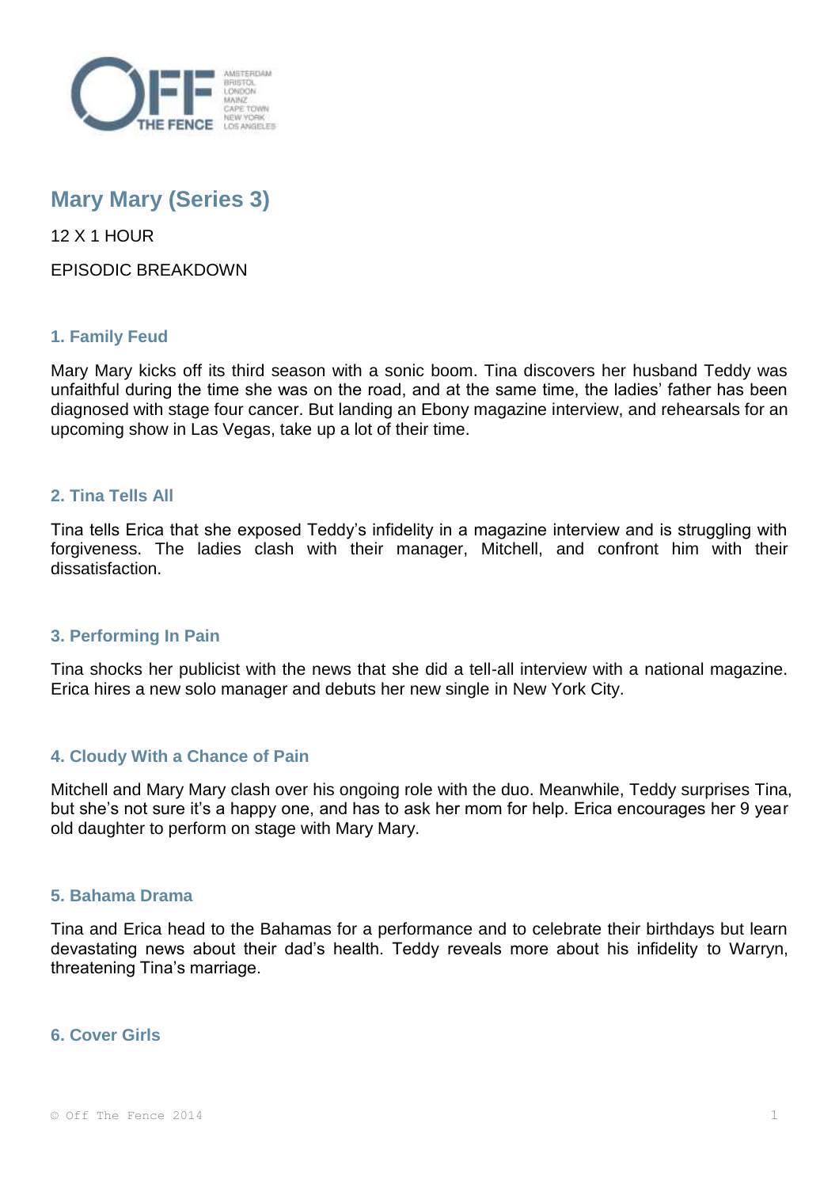# Mary Mary (Series 3)

12 X 1 HOUR

EPISODIC BREAKDOWN

### 1. Family Feud

Mary Mary kicks off its third season with a sonic boom. Tina discovers her husband Teddy was unfaithful during the time she was on the road, and at the same time, the ladies' father has been diagnosed with stage four cancer. But landing an Ebony magazine interview, and rehearsals for an upcoming show in Las Vegas, take up a lot of their time.

### 2. Tina Tells All

Tina tells Erica that she exposed Teddy's infidelity in a magazine interview and is struggling with forgiveness. The ladies clash with their manager, Mitchell, and confront him with their dissatisfaction.

### 3. Performing In Pain

Tina shocks her publicist with the news that she did a tell-all interview with a national magazine. Erica hires a new solo manager and debuts her new single in New York City.

### 4. Cloudy With a Chance of Pain

Mitchell and Mary Mary clash over his ongoing role with the duo. Meanwhile, Teddy surprises Tina, but she's not sure it's a happy one, and has to ask her mom for help. Erica encourages her 9 year old daughter to perform on stage with Mary Mary.

### 5. Bahama Drama

Tina and Erica head to the Bahamas for a performance and to celebrate their birthdays but learn devastating news about their dad's health. Teddy reveals more about his infidelity to Warryn, threatening Tina's marriage.

### 6. Cover Girls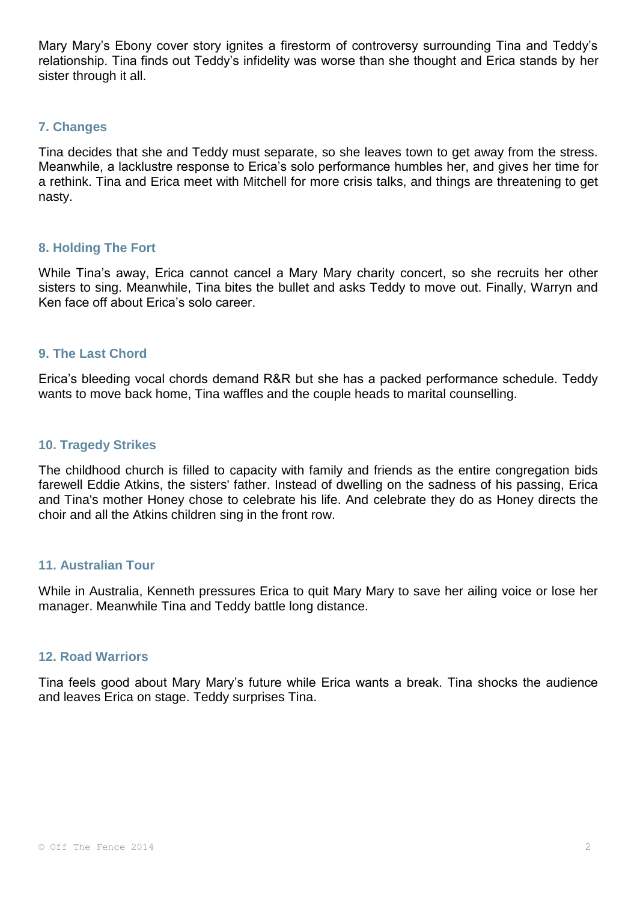Mary Mary's Ebony cover story ignites a firestorm of controversy surrounding Tina and Teddy's relationship. Tina finds out Teddy's infidelity was worse than she thought and Erica stands by her sister through it all.

### 7. Changes

Tina decides that she and Teddy must separate, so she leaves town to get away from the stress. Meanwhile, a lacklustre response to Erica's solo performance humbles her, and gives her time for a rethink. Tina and Erica meet with Mitchell for more crisis talks, and things are threatening to get nasty.

### 8. Holding The Fort

While Tina's away, Erica cannot cancel a Mary Mary charity concert, so she recruits her other sisters to sing. Meanwhile, Tina bites the bullet and asks Teddy to move out. Finally, Warryn and Ken face off about Erica's solo career.

### 9. The Last Chord

Erica's bleeding vocal chords demand R&R but she has a packed performance schedule. Teddy wants to move back home, Tina waffles and the couple heads to marital counselling.

### 10. Tragedy Strikes

The childhood church is filled to capacity with family and friends as the entire congregation bids farewell Eddie Atkins, the sisters' father. Instead of dwelling on the sadness of his passing, Erica and Tina's mother Honey chose to celebrate his life. And celebrate they do as Honey directs the choir and all the Atkins children sing in the front row.

### 11. Australian Tour

While in Australia, Kenneth pressures Erica to quit Mary Mary to save her ailing voice or lose her manager. Meanwhile Tina and Teddy battle long distance.

### 12. Road Warriors

Tina feels good about Mary Mary's future while Erica wants a break. Tina shocks the audience and leaves Erica on stage. Teddy surprises Tina.